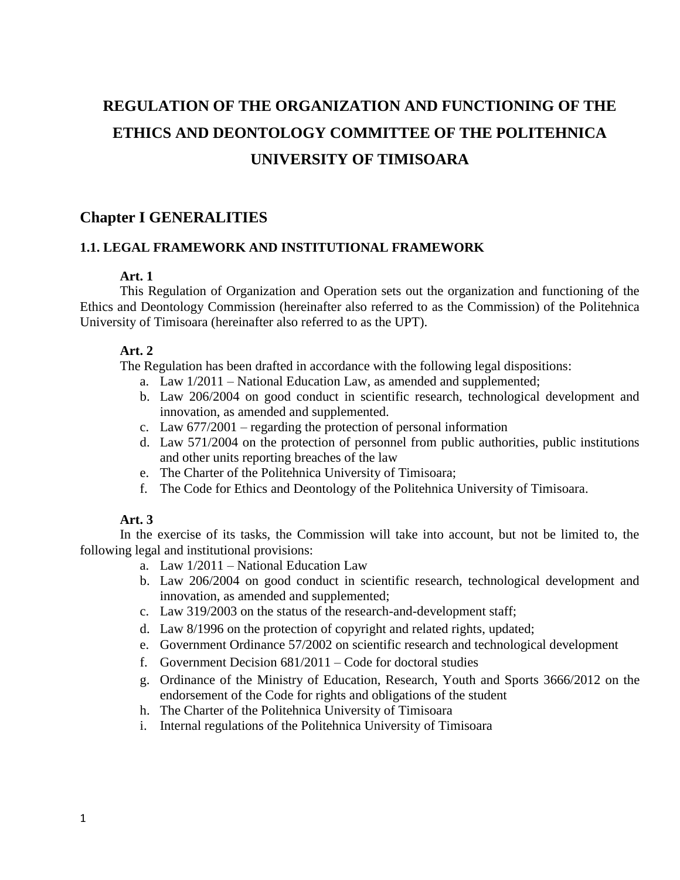# REGULATION OF THE ORGANIZATION AND FUNCTIONING OF THE ETHICS AND DEONTOLOGY COMMITTEE OF THE POLITEHNICA UNIVERSITY OF TIMISOARA

## Chapter I GENERALITIES

### 1.1. LEGAL FRAMEWORK AND INSTITUTIONAL FRAMEWORK

**Art. 1**

This Regulation of Organization and Operation sets out the organization and functioning of the Ethics and Deontology Commission (hereinafter also referred to as the Commission) of the Politehnica University of Timisoara (hereinafter also referred to as the UPT).

**Art. 2**

The Regulation has been drafted in accordance with the following legal dispositions:

a. Law 1/2011 – National Education Law, as amended and supplemented;
b. Law 206/2004 on good conduct in scientific research, technological development and innovation, as amended and supplemented.
c. Law 677/2001 – regarding the protection of personal information
d. Law 571/2004 on the protection of personnel from public authorities, public institutions and other units reporting breaches of the law
e. The Charter of the Politehnica University of Timisoara;
f. The Code for Ethics and Deontology of the Politehnica University of Timisoara.

**Art. 3**

In the exercise of its tasks, the Commission will take into account, but not be limited to, the following legal and institutional provisions:

a. Law 1/2011 – National Education Law
b. Law 206/2004 on good conduct in scientific research, technological development and innovation, as amended and supplemented;
c. Law 319/2003 on the status of the research-and-development staff;
d. Law 8/1996 on the protection of copyright and related rights, updated;
e. Government Ordinance 57/2002 on scientific research and technological development
f. Government Decision 681/2011 – Code for doctoral studies
g. Ordinance of the Ministry of Education, Research, Youth and Sports 3666/2012 on the endorsement of the Code for rights and obligations of the student
h. The Charter of the Politehnica University of Timisoara
i. Internal regulations of the Politehnica University of Timisoara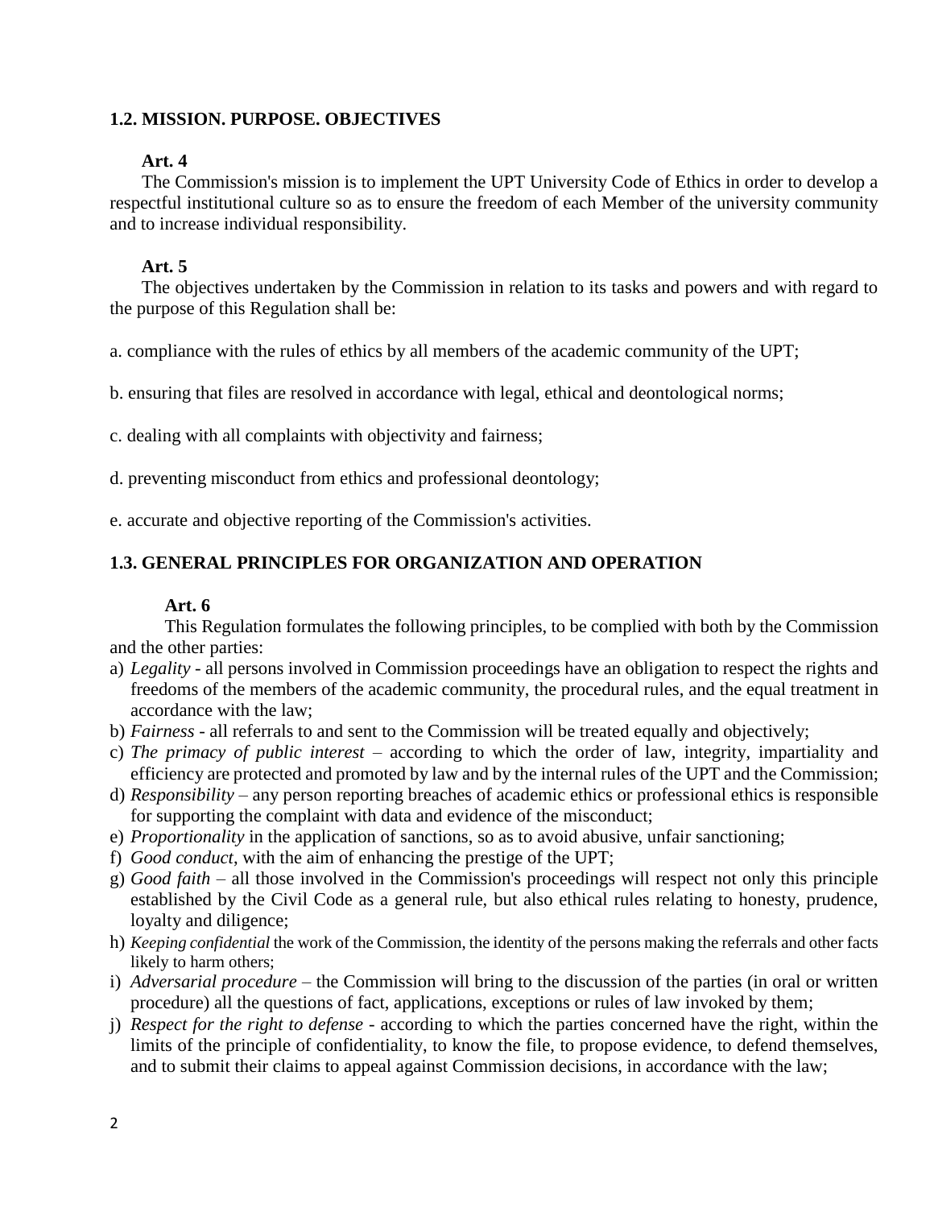## 1.2. MISSION. PURPOSE. OBJECTIVES

**Art. 4**

The Commission's mission is to implement the UPT University Code of Ethics in order to develop a respectful institutional culture so as to ensure the freedom of each Member of the university community and to increase individual responsibility.

**Art. 5**

The objectives undertaken by the Commission in relation to its tasks and powers and with regard to the purpose of this Regulation shall be:

a. compliance with the rules of ethics by all members of the academic community of the UPT;

b. ensuring that files are resolved in accordance with legal, ethical and deontological norms;

c. dealing with all complaints with objectivity and fairness;

d. preventing misconduct from ethics and professional deontology;

e. accurate and objective reporting of the Commission's activities.

## 1.3. GENERAL PRINCIPLES FOR ORGANIZATION AND OPERATION

**Art. 6**

This Regulation formulates the following principles, to be complied with both by the Commission and the other parties:

a) *Legality* - all persons involved in Commission proceedings have an obligation to respect the rights and freedoms of the members of the academic community, the procedural rules, and the equal treatment in accordance with the law;
b) *Fairness* - all referrals to and sent to the Commission will be treated equally and objectively;
c) *The primacy of public interest* – according to which the order of law, integrity, impartiality and efficiency are protected and promoted by law and by the internal rules of the UPT and the Commission;
d) *Responsibility* – any person reporting breaches of academic ethics or professional ethics is responsible for supporting the complaint with data and evidence of the misconduct;
e) *Proportionality* in the application of sanctions, so as to avoid abusive, unfair sanctioning;
f) *Good conduct*, with the aim of enhancing the prestige of the UPT;
g) *Good faith* – all those involved in the Commission's proceedings will respect not only this principle established by the Civil Code as a general rule, but also ethical rules relating to honesty, prudence, loyalty and diligence;
h) *Keeping confidential* the work of the Commission, the identity of the persons making the referrals and other facts likely to harm others;
i) *Adversarial procedure* – the Commission will bring to the discussion of the parties (in oral or written procedure) all the questions of fact, applications, exceptions or rules of law invoked by them;
j) *Respect for the right to defense* - according to which the parties concerned have the right, within the limits of the principle of confidentiality, to know the file, to propose evidence, to defend themselves, and to submit their claims to appeal against Commission decisions, in accordance with the law;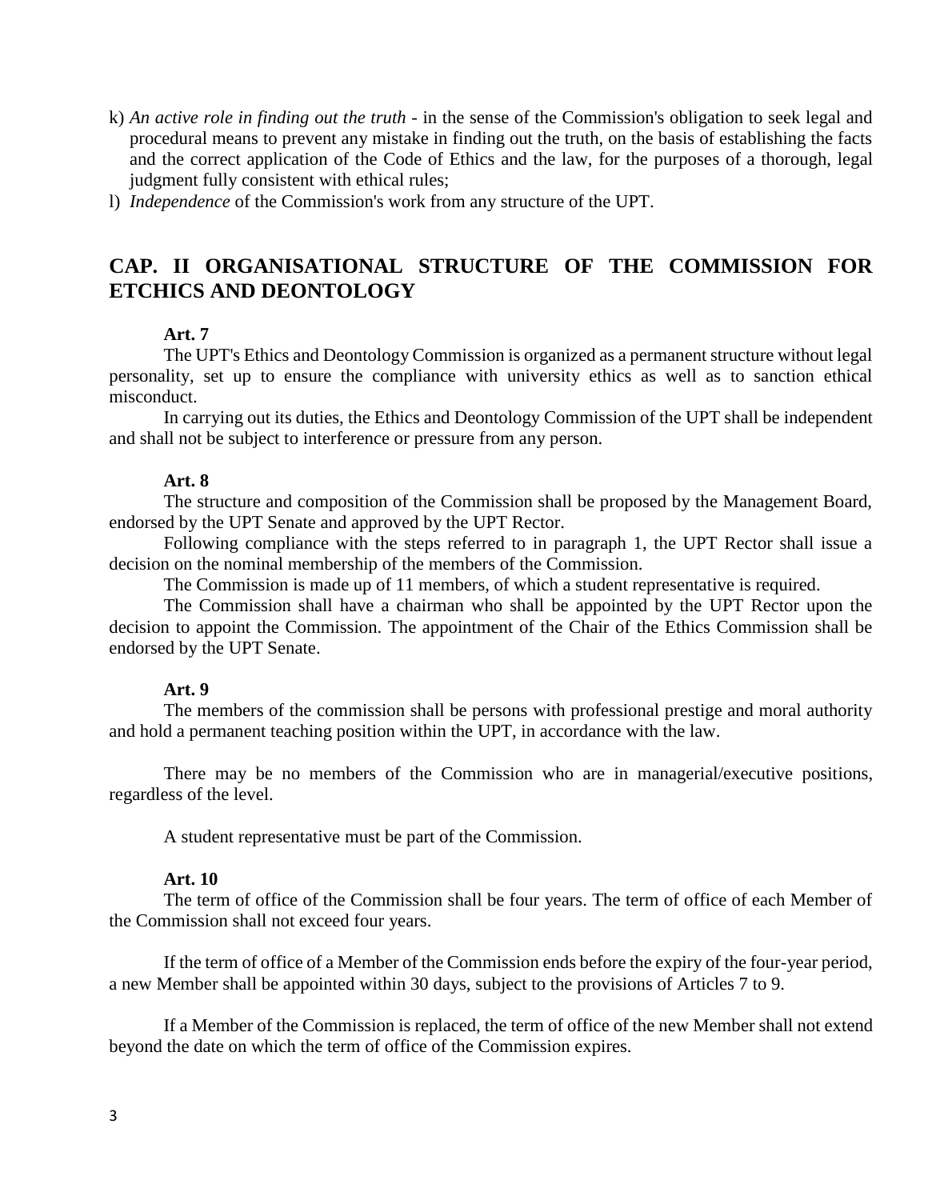k) *An active role in finding out the truth* - in the sense of the Commission's obligation to seek legal and procedural means to prevent any mistake in finding out the truth, on the basis of establishing the facts and the correct application of the Code of Ethics and the law, for the purposes of a thorough, legal judgment fully consistent with ethical rules;

l) *Independence* of the Commission's work from any structure of the UPT.

## CAP. II ORGANISATIONAL STRUCTURE OF THE COMMISSION FOR ETCHICS AND DEONTOLOGY

**Art. 7**

The UPT's Ethics and Deontology Commission is organized as a permanent structure without legal personality, set up to ensure the compliance with university ethics as well as to sanction ethical misconduct.

In carrying out its duties, the Ethics and Deontology Commission of the UPT shall be independent and shall not be subject to interference or pressure from any person.

**Art. 8**

The structure and composition of the Commission shall be proposed by the Management Board, endorsed by the UPT Senate and approved by the UPT Rector.

Following compliance with the steps referred to in paragraph 1, the UPT Rector shall issue a decision on the nominal membership of the members of the Commission.

The Commission is made up of 11 members, of which a student representative is required.

The Commission shall have a chairman who shall be appointed by the UPT Rector upon the decision to appoint the Commission. The appointment of the Chair of the Ethics Commission shall be endorsed by the UPT Senate.

**Art. 9**

The members of the commission shall be persons with professional prestige and moral authority and hold a permanent teaching position within the UPT, in accordance with the law.

There may be no members of the Commission who are in managerial/executive positions, regardless of the level.

A student representative must be part of the Commission.

**Art. 10**

The term of office of the Commission shall be four years. The term of office of each Member of the Commission shall not exceed four years.

If the term of office of a Member of the Commission ends before the expiry of the four-year period, a new Member shall be appointed within 30 days, subject to the provisions of Articles 7 to 9.

If a Member of the Commission is replaced, the term of office of the new Member shall not extend beyond the date on which the term of office of the Commission expires.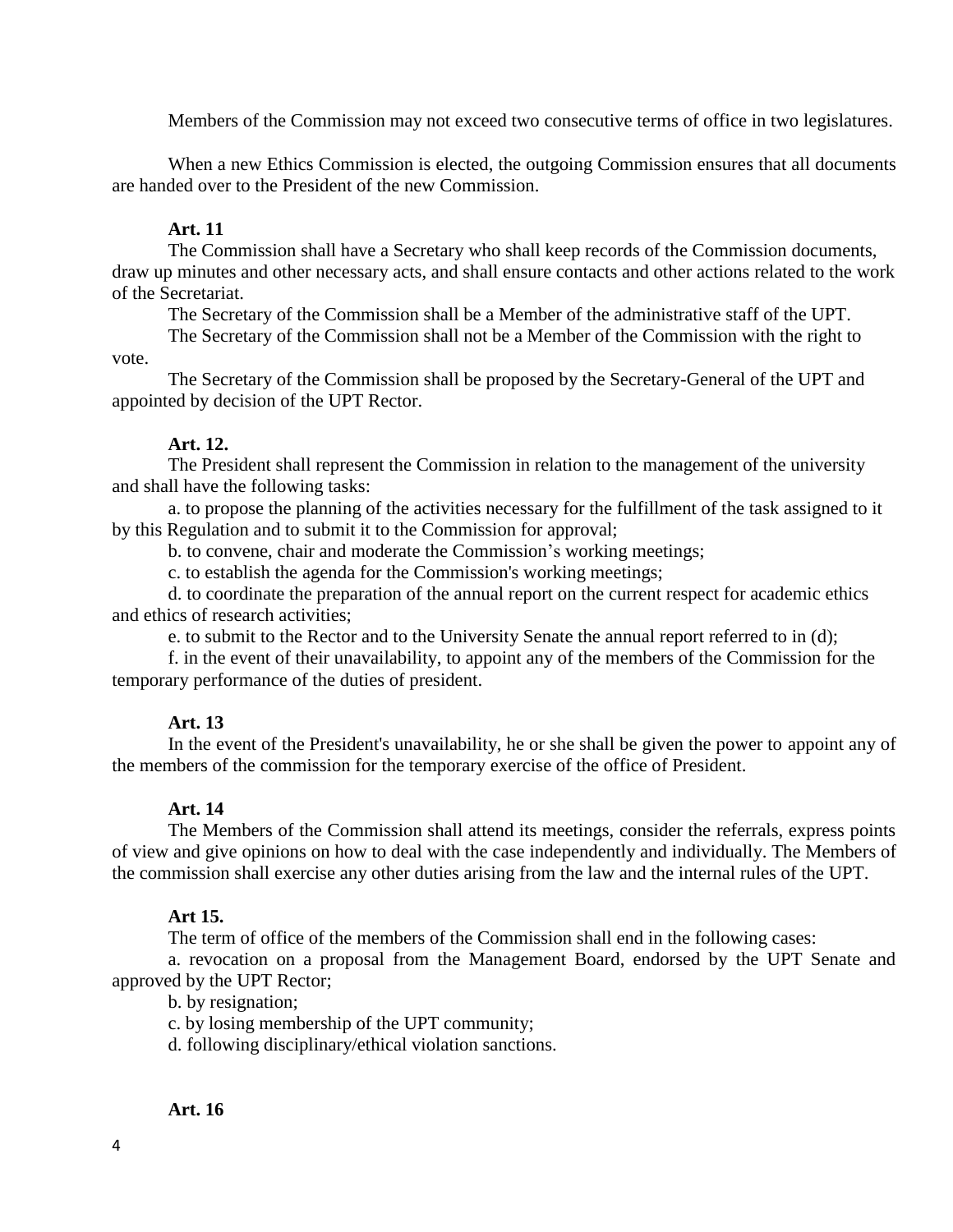Members of the Commission may not exceed two consecutive terms of office in two legislatures.

When a new Ethics Commission is elected, the outgoing Commission ensures that all documents are handed over to the President of the new Commission.

**Art. 11**

The Commission shall have a Secretary who shall keep records of the Commission documents, draw up minutes and other necessary acts, and shall ensure contacts and other actions related to the work of the Secretariat.

The Secretary of the Commission shall be a Member of the administrative staff of the UPT.

The Secretary of the Commission shall not be a Member of the Commission with the right to vote.

The Secretary of the Commission shall be proposed by the Secretary-General of the UPT and appointed by decision of the UPT Rector.

**Art. 12.**

The President shall represent the Commission in relation to the management of the university and shall have the following tasks:

a. to propose the planning of the activities necessary for the fulfillment of the task assigned to it by this Regulation and to submit it to the Commission for approval;

b. to convene, chair and moderate the Commission's working meetings;

c. to establish the agenda for the Commission's working meetings;

d. to coordinate the preparation of the annual report on the current respect for academic ethics and ethics of research activities;

e. to submit to the Rector and to the University Senate the annual report referred to in (d);

f. in the event of their unavailability, to appoint any of the members of the Commission for the temporary performance of the duties of president.

**Art. 13**

In the event of the President's unavailability, he or she shall be given the power to appoint any of the members of the commission for the temporary exercise of the office of President.

**Art. 14**

The Members of the Commission shall attend its meetings, consider the referrals, express points of view and give opinions on how to deal with the case independently and individually. The Members of the commission shall exercise any other duties arising from the law and the internal rules of the UPT.

**Art 15.**

The term of office of the members of the Commission shall end in the following cases:

a. revocation on a proposal from the Management Board, endorsed by the UPT Senate and approved by the UPT Rector;

b. by resignation;

c. by losing membership of the UPT community;

d. following disciplinary/ethical violation sanctions.

**Art. 16**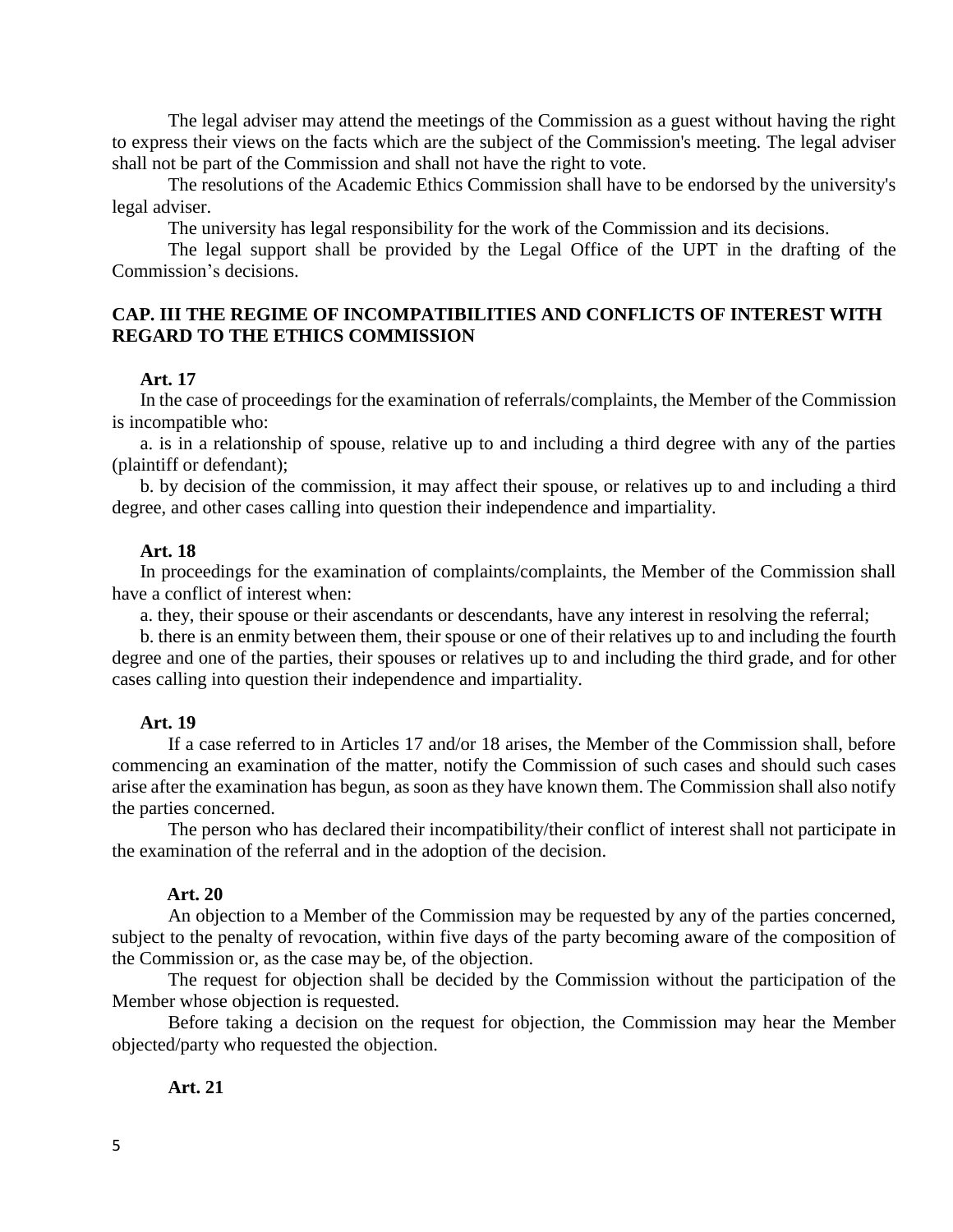The legal adviser may attend the meetings of the Commission as a guest without having the right to express their views on the facts which are the subject of the Commission's meeting. The legal adviser shall not be part of the Commission and shall not have the right to vote.

The resolutions of the Academic Ethics Commission shall have to be endorsed by the university's legal adviser.

The university has legal responsibility for the work of the Commission and its decisions.

The legal support shall be provided by the Legal Office of the UPT in the drafting of the Commission's decisions.

## CAP. III THE REGIME OF INCOMPATIBILITIES AND CONFLICTS OF INTEREST WITH REGARD TO THE ETHICS COMMISSION

**Art. 17**

In the case of proceedings for the examination of referrals/complaints, the Member of the Commission is incompatible who:

a. is in a relationship of spouse, relative up to and including a third degree with any of the parties (plaintiff or defendant);

b. by decision of the commission, it may affect their spouse, or relatives up to and including a third degree, and other cases calling into question their independence and impartiality.

**Art. 18**

In proceedings for the examination of complaints/complaints, the Member of the Commission shall have a conflict of interest when:

a. they, their spouse or their ascendants or descendants, have any interest in resolving the referral;

b. there is an enmity between them, their spouse or one of their relatives up to and including the fourth degree and one of the parties, their spouses or relatives up to and including the third grade, and for other cases calling into question their independence and impartiality.

**Art. 19**

If a case referred to in Articles 17 and/or 18 arises, the Member of the Commission shall, before commencing an examination of the matter, notify the Commission of such cases and should such cases arise after the examination has begun, as soon as they have known them. The Commission shall also notify the parties concerned.

The person who has declared their incompatibility/their conflict of interest shall not participate in the examination of the referral and in the adoption of the decision.

**Art. 20**

An objection to a Member of the Commission may be requested by any of the parties concerned, subject to the penalty of revocation, within five days of the party becoming aware of the composition of the Commission or, as the case may be, of the objection.

The request for objection shall be decided by the Commission without the participation of the Member whose objection is requested.

Before taking a decision on the request for objection, the Commission may hear the Member objected/party who requested the objection.

**Art. 21**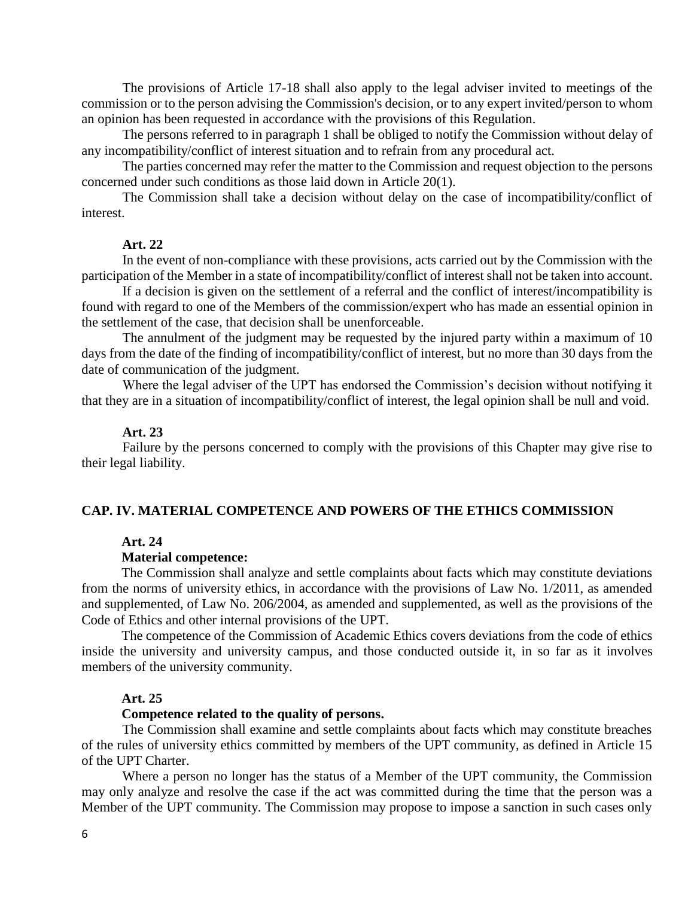The provisions of Article 17-18 shall also apply to the legal adviser invited to meetings of the commission or to the person advising the Commission's decision, or to any expert invited/person to whom an opinion has been requested in accordance with the provisions of this Regulation.

The persons referred to in paragraph 1 shall be obliged to notify the Commission without delay of any incompatibility/conflict of interest situation and to refrain from any procedural act.

The parties concerned may refer the matter to the Commission and request objection to the persons concerned under such conditions as those laid down in Article 20(1).

The Commission shall take a decision without delay on the case of incompatibility/conflict of interest.

**Art. 22**

In the event of non-compliance with these provisions, acts carried out by the Commission with the participation of the Member in a state of incompatibility/conflict of interest shall not be taken into account.

If a decision is given on the settlement of a referral and the conflict of interest/incompatibility is found with regard to one of the Members of the commission/expert who has made an essential opinion in the settlement of the case, that decision shall be unenforceable.

The annulment of the judgment may be requested by the injured party within a maximum of 10 days from the date of the finding of incompatibility/conflict of interest, but no more than 30 days from the date of communication of the judgment.

Where the legal adviser of the UPT has endorsed the Commission's decision without notifying it that they are in a situation of incompatibility/conflict of interest, the legal opinion shall be null and void.

**Art. 23**

Failure by the persons concerned to comply with the provisions of this Chapter may give rise to their legal liability.

## CAP. IV. MATERIAL COMPETENCE AND POWERS OF THE ETHICS COMMISSION

**Art. 24**

**Material competence:**

The Commission shall analyze and settle complaints about facts which may constitute deviations from the norms of university ethics, in accordance with the provisions of Law No. 1/2011, as amended and supplemented, of Law No. 206/2004, as amended and supplemented, as well as the provisions of the Code of Ethics and other internal provisions of the UPT.

The competence of the Commission of Academic Ethics covers deviations from the code of ethics inside the university and university campus, and those conducted outside it, in so far as it involves members of the university community.

**Art. 25**

**Competence related to the quality of persons.**

The Commission shall examine and settle complaints about facts which may constitute breaches of the rules of university ethics committed by members of the UPT community, as defined in Article 15 of the UPT Charter.

Where a person no longer has the status of a Member of the UPT community, the Commission may only analyze and resolve the case if the act was committed during the time that the person was a Member of the UPT community. The Commission may propose to impose a sanction in such cases only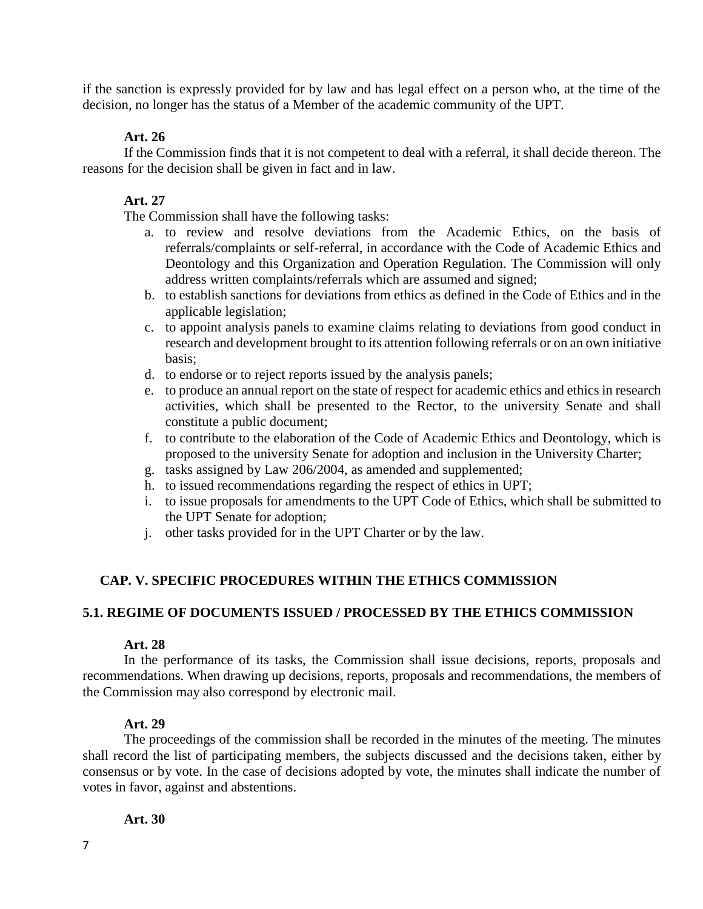if the sanction is expressly provided for by law and has legal effect on a person who, at the time of the decision, no longer has the status of a Member of the academic community of the UPT.

**Art. 26**

If the Commission finds that it is not competent to deal with a referral, it shall decide thereon. The reasons for the decision shall be given in fact and in law.

**Art. 27**

The Commission shall have the following tasks:

a. to review and resolve deviations from the Academic Ethics, on the basis of referrals/complaints or self-referral, in accordance with the Code of Academic Ethics and Deontology and this Organization and Operation Regulation. The Commission will only address written complaints/referrals which are assumed and signed;
b. to establish sanctions for deviations from ethics as defined in the Code of Ethics and in the applicable legislation;
c. to appoint analysis panels to examine claims relating to deviations from good conduct in research and development brought to its attention following referrals or on an own initiative basis;
d. to endorse or to reject reports issued by the analysis panels;
e. to produce an annual report on the state of respect for academic ethics and ethics in research activities, which shall be presented to the Rector, to the university Senate and shall constitute a public document;
f. to contribute to the elaboration of the Code of Academic Ethics and Deontology, which is proposed to the university Senate for adoption and inclusion in the University Charter;
g. tasks assigned by Law 206/2004, as amended and supplemented;
h. to issued recommendations regarding the respect of ethics in UPT;
i. to issue proposals for amendments to the UPT Code of Ethics, which shall be submitted to the UPT Senate for adoption;
j. other tasks provided for in the UPT Charter or by the law.

## CAP. V. SPECIFIC PROCEDURES WITHIN THE ETHICS COMMISSION

### 5.1. REGIME OF DOCUMENTS ISSUED / PROCESSED BY THE ETHICS COMMISSION

**Art. 28**

In the performance of its tasks, the Commission shall issue decisions, reports, proposals and recommendations. When drawing up decisions, reports, proposals and recommendations, the members of the Commission may also correspond by electronic mail.

**Art. 29**

The proceedings of the commission shall be recorded in the minutes of the meeting. The minutes shall record the list of participating members, the subjects discussed and the decisions taken, either by consensus or by vote. In the case of decisions adopted by vote, the minutes shall indicate the number of votes in favor, against and abstentions.

**Art. 30**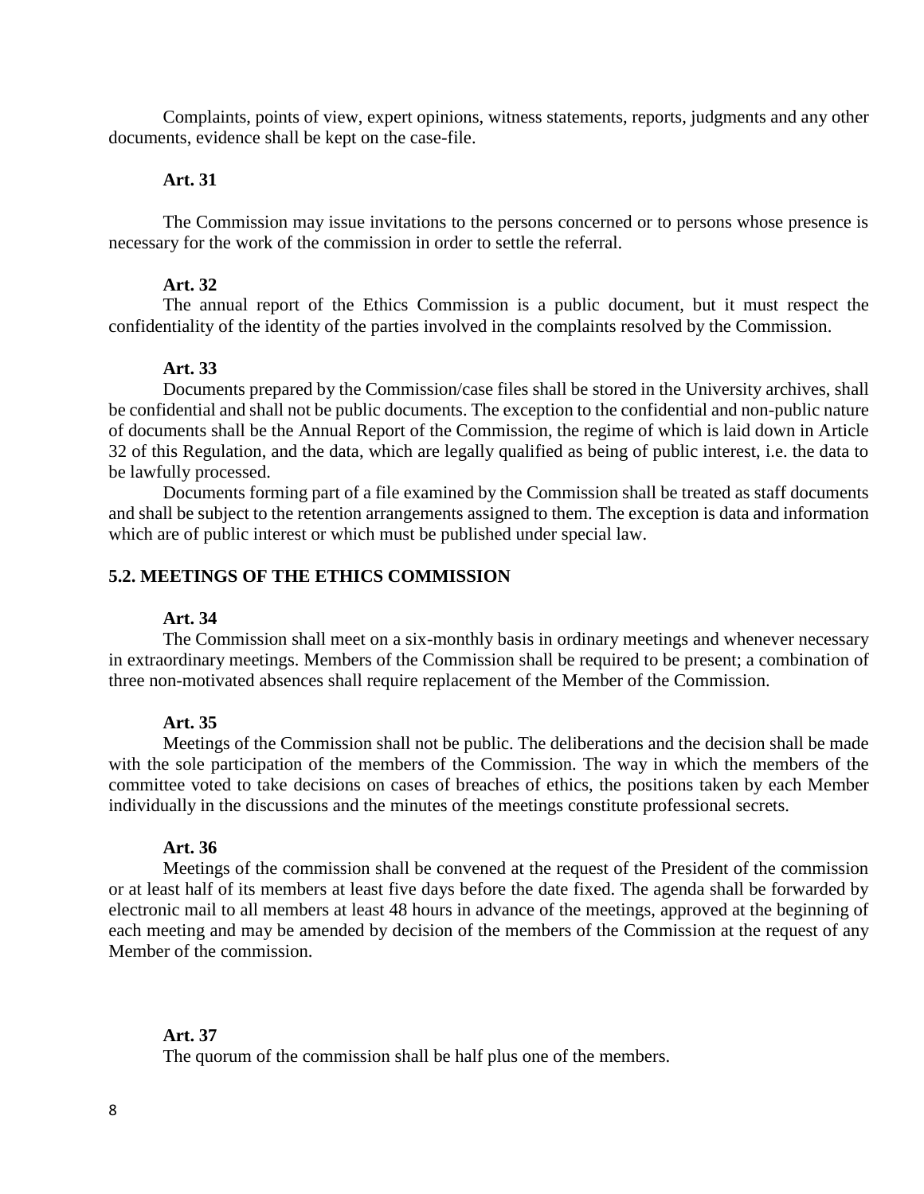Complaints, points of view, expert opinions, witness statements, reports, judgments and any other documents, evidence shall be kept on the case-file.

**Art. 31**

The Commission may issue invitations to the persons concerned or to persons whose presence is necessary for the work of the commission in order to settle the referral.

**Art. 32**

The annual report of the Ethics Commission is a public document, but it must respect the confidentiality of the identity of the parties involved in the complaints resolved by the Commission.

**Art. 33**

Documents prepared by the Commission/case files shall be stored in the University archives, shall be confidential and shall not be public documents. The exception to the confidential and non-public nature of documents shall be the Annual Report of the Commission, the regime of which is laid down in Article 32 of this Regulation, and the data, which are legally qualified as being of public interest, i.e. the data to be lawfully processed.

Documents forming part of a file examined by the Commission shall be treated as staff documents and shall be subject to the retention arrangements assigned to them. The exception is data and information which are of public interest or which must be published under special law.

## 5.2. MEETINGS OF THE ETHICS COMMISSION

**Art. 34**

The Commission shall meet on a six-monthly basis in ordinary meetings and whenever necessary in extraordinary meetings. Members of the Commission shall be required to be present; a combination of three non-motivated absences shall require replacement of the Member of the Commission.

**Art. 35**

Meetings of the Commission shall not be public. The deliberations and the decision shall be made with the sole participation of the members of the Commission. The way in which the members of the committee voted to take decisions on cases of breaches of ethics, the positions taken by each Member individually in the discussions and the minutes of the meetings constitute professional secrets.

**Art. 36**

Meetings of the commission shall be convened at the request of the President of the commission or at least half of its members at least five days before the date fixed. The agenda shall be forwarded by electronic mail to all members at least 48 hours in advance of the meetings, approved at the beginning of each meeting and may be amended by decision of the members of the Commission at the request of any Member of the commission.

**Art. 37**

The quorum of the commission shall be half plus one of the members.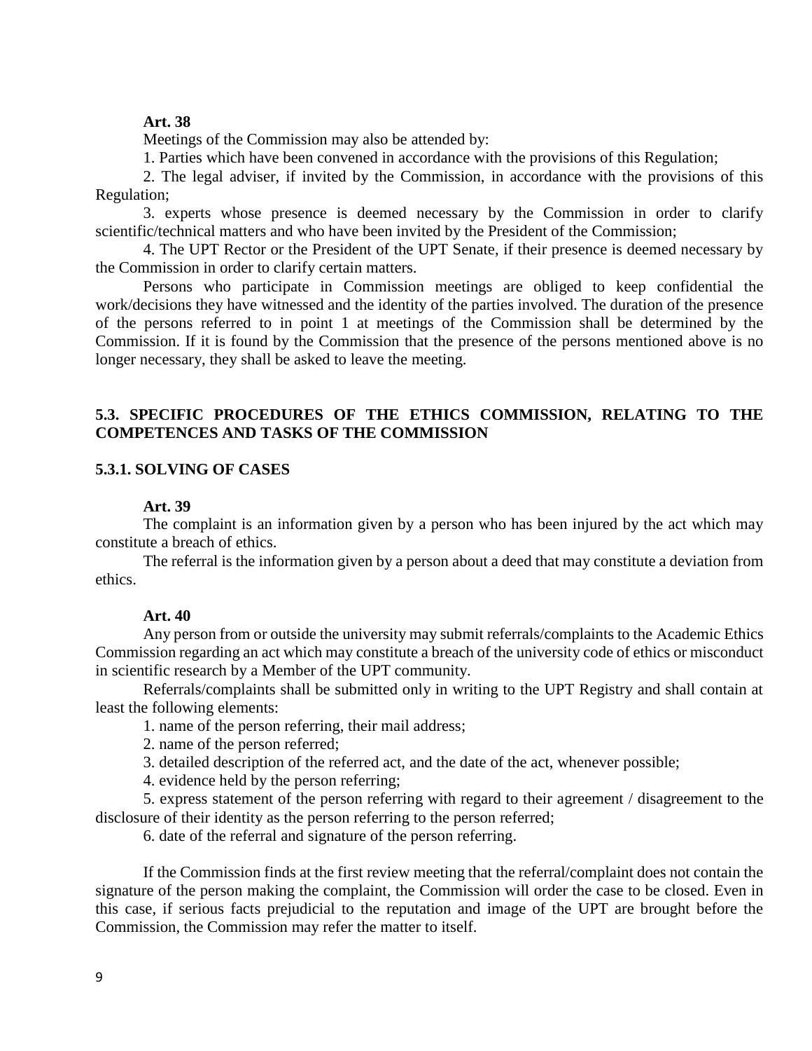**Art. 38**

Meetings of the Commission may also be attended by:

1. Parties which have been convened in accordance with the provisions of this Regulation;
2. The legal adviser, if invited by the Commission, in accordance with the provisions of this Regulation;
3. experts whose presence is deemed necessary by the Commission in order to clarify scientific/technical matters and who have been invited by the President of the Commission;
4. The UPT Rector or the President of the UPT Senate, if their presence is deemed necessary by the Commission in order to clarify certain matters.

Persons who participate in Commission meetings are obliged to keep confidential the work/decisions they have witnessed and the identity of the parties involved. The duration of the presence of the persons referred to in point 1 at meetings of the Commission shall be determined by the Commission. If it is found by the Commission that the presence of the persons mentioned above is no longer necessary, they shall be asked to leave the meeting.

## 5.3. SPECIFIC PROCEDURES OF THE ETHICS COMMISSION, RELATING TO THE COMPETENCES AND TASKS OF THE COMMISSION

### 5.3.1. SOLVING OF CASES

**Art. 39**

The complaint is an information given by a person who has been injured by the act which may constitute a breach of ethics.

The referral is the information given by a person about a deed that may constitute a deviation from ethics.

**Art. 40**

Any person from or outside the university may submit referrals/complaints to the Academic Ethics Commission regarding an act which may constitute a breach of the university code of ethics or misconduct in scientific research by a Member of the UPT community.

Referrals/complaints shall be submitted only in writing to the UPT Registry and shall contain at least the following elements:

1. name of the person referring, their mail address;
2. name of the person referred;
3. detailed description of the referred act, and the date of the act, whenever possible;
4. evidence held by the person referring;
5. express statement of the person referring with regard to their agreement / disagreement to the disclosure of their identity as the person referring to the person referred;
6. date of the referral and signature of the person referring.

If the Commission finds at the first review meeting that the referral/complaint does not contain the signature of the person making the complaint, the Commission will order the case to be closed. Even in this case, if serious facts prejudicial to the reputation and image of the UPT are brought before the Commission, the Commission may refer the matter to itself.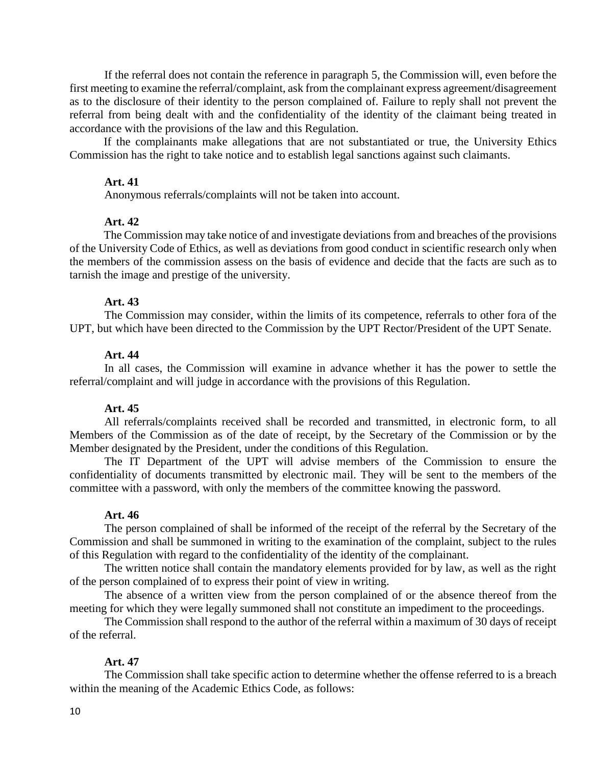If the referral does not contain the reference in paragraph 5, the Commission will, even before the first meeting to examine the referral/complaint, ask from the complainant express agreement/disagreement as to the disclosure of their identity to the person complained of. Failure to reply shall not prevent the referral from being dealt with and the confidentiality of the identity of the claimant being treated in accordance with the provisions of the law and this Regulation.

If the complainants make allegations that are not substantiated or true, the University Ethics Commission has the right to take notice and to establish legal sanctions against such claimants.

**Art. 41**

Anonymous referrals/complaints will not be taken into account.

**Art. 42**

The Commission may take notice of and investigate deviations from and breaches of the provisions of the University Code of Ethics, as well as deviations from good conduct in scientific research only when the members of the commission assess on the basis of evidence and decide that the facts are such as to tarnish the image and prestige of the university.

**Art. 43**

The Commission may consider, within the limits of its competence, referrals to other fora of the UPT, but which have been directed to the Commission by the UPT Rector/President of the UPT Senate.

**Art. 44**

In all cases, the Commission will examine in advance whether it has the power to settle the referral/complaint and will judge in accordance with the provisions of this Regulation.

**Art. 45**

All referrals/complaints received shall be recorded and transmitted, in electronic form, to all Members of the Commission as of the date of receipt, by the Secretary of the Commission or by the Member designated by the President, under the conditions of this Regulation.

The IT Department of the UPT will advise members of the Commission to ensure the confidentiality of documents transmitted by electronic mail. They will be sent to the members of the committee with a password, with only the members of the committee knowing the password.

**Art. 46**

The person complained of shall be informed of the receipt of the referral by the Secretary of the Commission and shall be summoned in writing to the examination of the complaint, subject to the rules of this Regulation with regard to the confidentiality of the identity of the complainant.

The written notice shall contain the mandatory elements provided for by law, as well as the right of the person complained of to express their point of view in writing.

The absence of a written view from the person complained of or the absence thereof from the meeting for which they were legally summoned shall not constitute an impediment to the proceedings.

The Commission shall respond to the author of the referral within a maximum of 30 days of receipt of the referral.

**Art. 47**

The Commission shall take specific action to determine whether the offense referred to is a breach within the meaning of the Academic Ethics Code, as follows: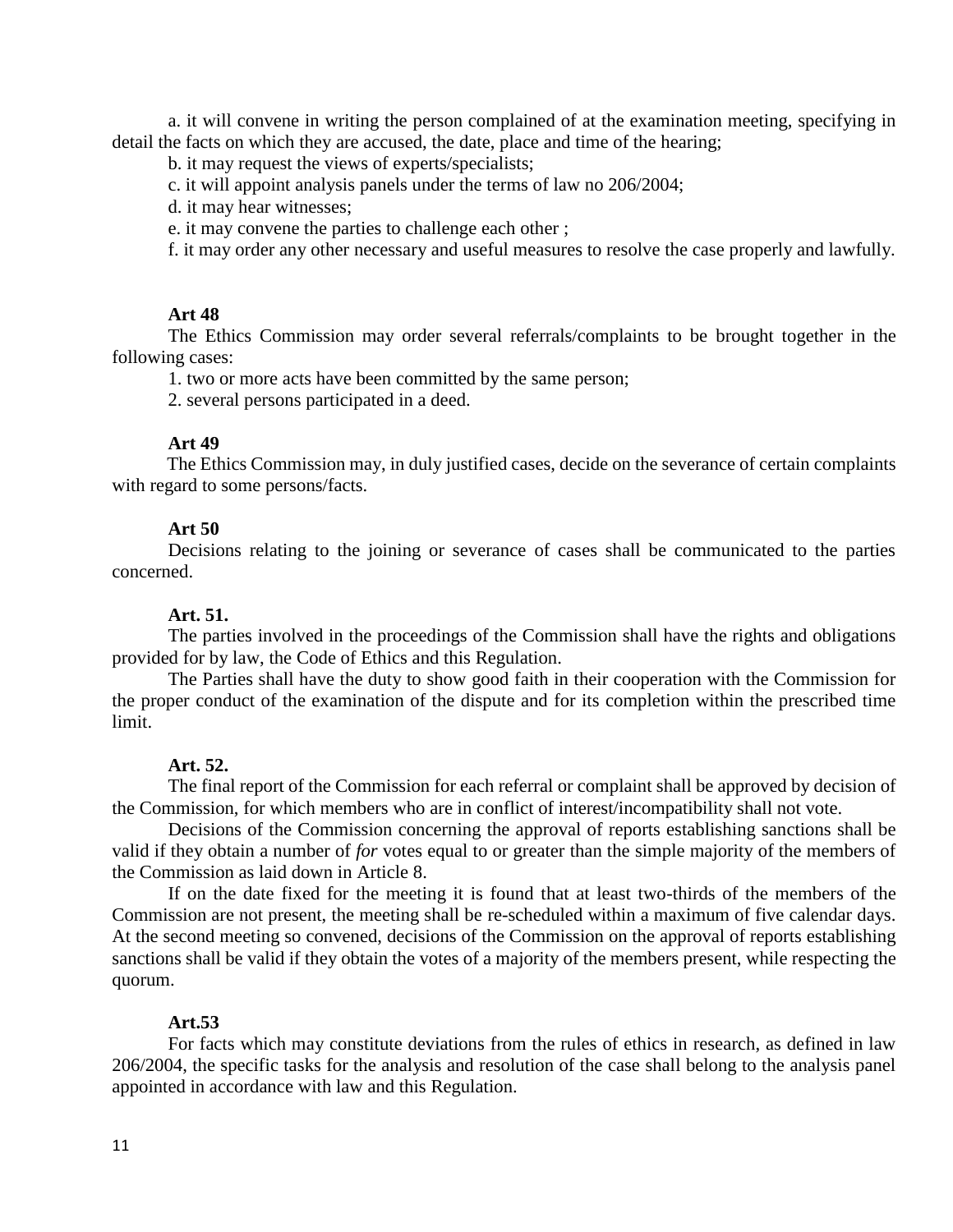a. it will convene in writing the person complained of at the examination meeting, specifying in detail the facts on which they are accused, the date, place and time of the hearing;

b. it may request the views of experts/specialists;

c. it will appoint analysis panels under the terms of law no 206/2004;

d. it may hear witnesses;

e. it may convene the parties to challenge each other ;

f. it may order any other necessary and useful measures to resolve the case properly and lawfully.

**Art 48**

The Ethics Commission may order several referrals/complaints to be brought together in the following cases:

1. two or more acts have been committed by the same person;
2. several persons participated in a deed.

**Art 49**

The Ethics Commission may, in duly justified cases, decide on the severance of certain complaints with regard to some persons/facts.

**Art 50**

Decisions relating to the joining or severance of cases shall be communicated to the parties concerned.

**Art. 51.**

The parties involved in the proceedings of the Commission shall have the rights and obligations provided for by law, the Code of Ethics and this Regulation.

The Parties shall have the duty to show good faith in their cooperation with the Commission for the proper conduct of the examination of the dispute and for its completion within the prescribed time limit.

**Art. 52.**

The final report of the Commission for each referral or complaint shall be approved by decision of the Commission, for which members who are in conflict of interest/incompatibility shall not vote.

Decisions of the Commission concerning the approval of reports establishing sanctions shall be valid if they obtain a number of *for* votes equal to or greater than the simple majority of the members of the Commission as laid down in Article 8.

If on the date fixed for the meeting it is found that at least two-thirds of the members of the Commission are not present, the meeting shall be re-scheduled within a maximum of five calendar days. At the second meeting so convened, decisions of the Commission on the approval of reports establishing sanctions shall be valid if they obtain the votes of a majority of the members present, while respecting the quorum.

**Art.53**

For facts which may constitute deviations from the rules of ethics in research, as defined in law 206/2004, the specific tasks for the analysis and resolution of the case shall belong to the analysis panel appointed in accordance with law and this Regulation.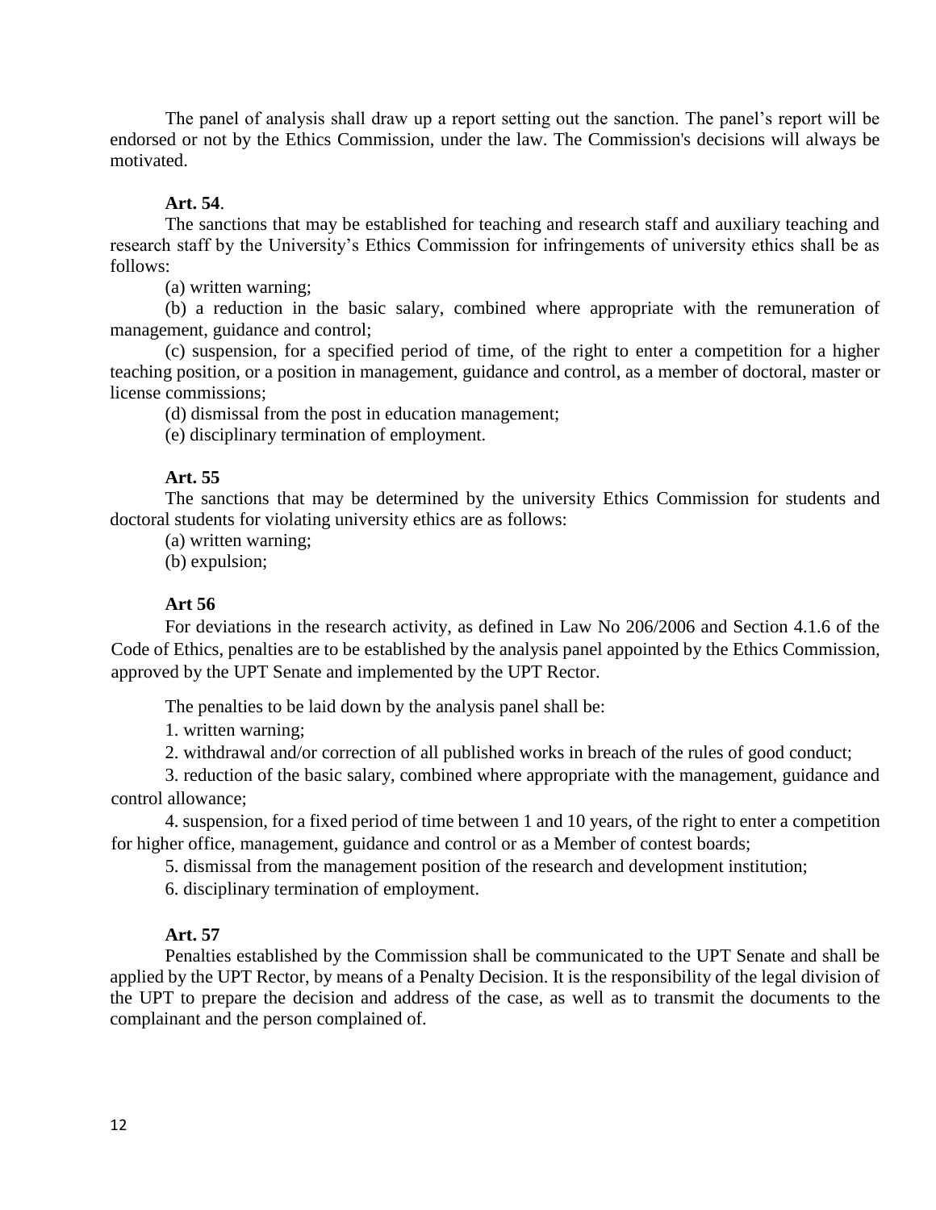The panel of analysis shall draw up a report setting out the sanction. The panel's report will be endorsed or not by the Ethics Commission, under the law. The Commission's decisions will always be motivated.

**Art. 54**.

The sanctions that may be established for teaching and research staff and auxiliary teaching and research staff by the University's Ethics Commission for infringements of university ethics shall be as follows:

(a) written warning;

(b) a reduction in the basic salary, combined where appropriate with the remuneration of management, guidance and control;

(c) suspension, for a specified period of time, of the right to enter a competition for a higher teaching position, or a position in management, guidance and control, as a member of doctoral, master or license commissions;

(d) dismissal from the post in education management;

(e) disciplinary termination of employment.

**Art. 55**

The sanctions that may be determined by the university Ethics Commission for students and doctoral students for violating university ethics are as follows:

(a) written warning;

(b) expulsion;

**Art 56**

For deviations in the research activity, as defined in Law No 206/2006 and Section 4.1.6 of the Code of Ethics, penalties are to be established by the analysis panel appointed by the Ethics Commission, approved by the UPT Senate and implemented by the UPT Rector.

The penalties to be laid down by the analysis panel shall be:

1. written warning;
2. withdrawal and/or correction of all published works in breach of the rules of good conduct;
3. reduction of the basic salary, combined where appropriate with the management, guidance and control allowance;
4. suspension, for a fixed period of time between 1 and 10 years, of the right to enter a competition for higher office, management, guidance and control or as a Member of contest boards;
5. dismissal from the management position of the research and development institution;
6. disciplinary termination of employment.

**Art. 57**

Penalties established by the Commission shall be communicated to the UPT Senate and shall be applied by the UPT Rector, by means of a Penalty Decision. It is the responsibility of the legal division of the UPT to prepare the decision and address of the case, as well as to transmit the documents to the complainant and the person complained of.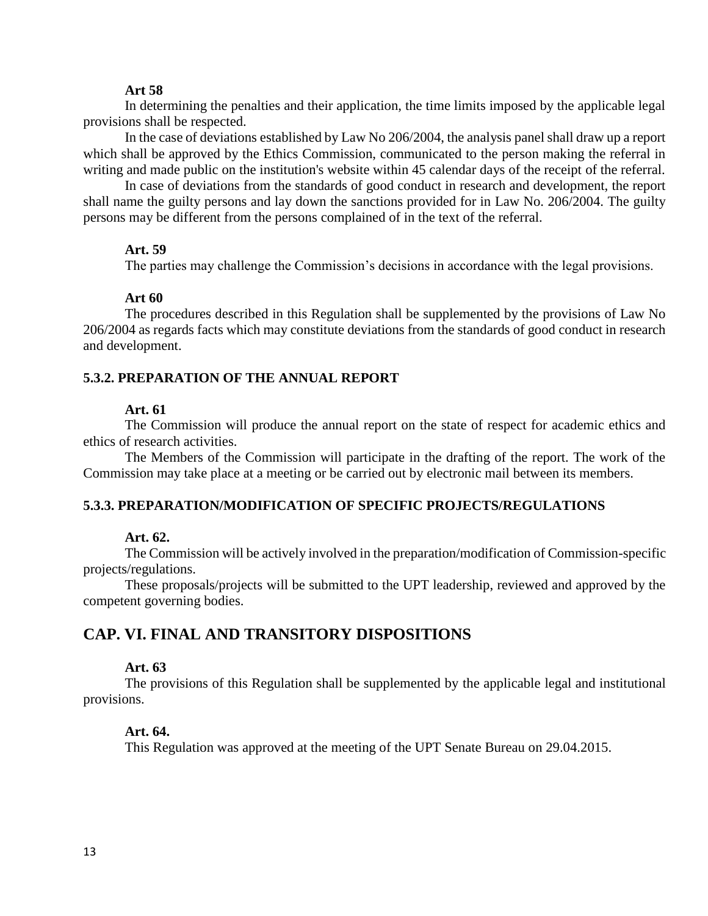**Art 58**

In determining the penalties and their application, the time limits imposed by the applicable legal provisions shall be respected.

In the case of deviations established by Law No 206/2004, the analysis panel shall draw up a report which shall be approved by the Ethics Commission, communicated to the person making the referral in writing and made public on the institution's website within 45 calendar days of the receipt of the referral.

In case of deviations from the standards of good conduct in research and development, the report shall name the guilty persons and lay down the sanctions provided for in Law No. 206/2004. The guilty persons may be different from the persons complained of in the text of the referral.

**Art. 59**

The parties may challenge the Commission's decisions in accordance with the legal provisions.

**Art 60**

The procedures described in this Regulation shall be supplemented by the provisions of Law No 206/2004 as regards facts which may constitute deviations from the standards of good conduct in research and development.

### 5.3.2. PREPARATION OF THE ANNUAL REPORT

**Art. 61**

The Commission will produce the annual report on the state of respect for academic ethics and ethics of research activities.

The Members of the Commission will participate in the drafting of the report. The work of the Commission may take place at a meeting or be carried out by electronic mail between its members.

### 5.3.3. PREPARATION/MODIFICATION OF SPECIFIC PROJECTS/REGULATIONS

**Art. 62.**

The Commission will be actively involved in the preparation/modification of Commission-specific projects/regulations.

These proposals/projects will be submitted to the UPT leadership, reviewed and approved by the competent governing bodies.

## CAP. VI. FINAL AND TRANSITORY DISPOSITIONS

**Art. 63**

The provisions of this Regulation shall be supplemented by the applicable legal and institutional provisions.

**Art. 64.**

This Regulation was approved at the meeting of the UPT Senate Bureau on 29.04.2015.